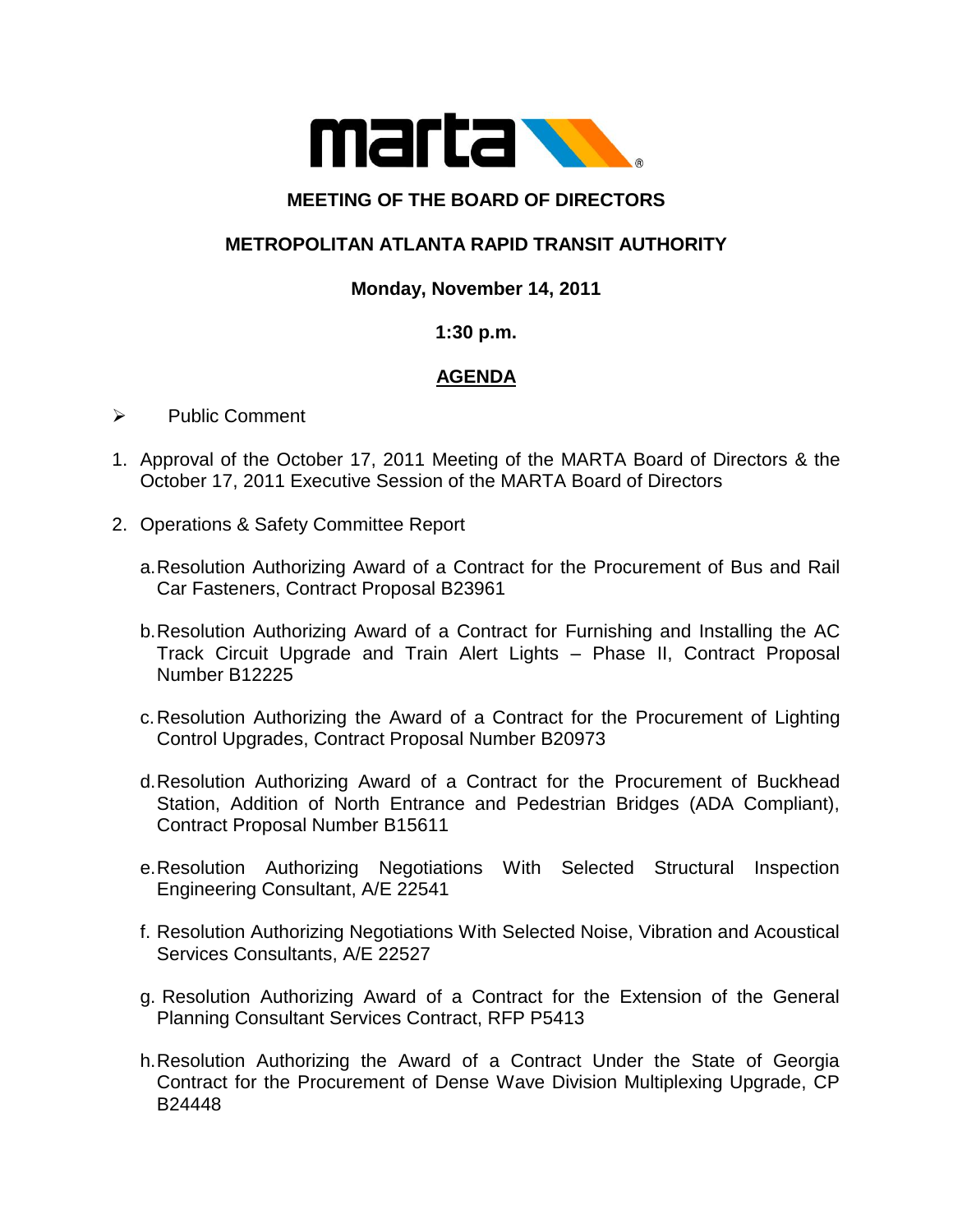marta

# MEETING OF THE BOARD OF DIRECTORS

## METROPOLITAN ATLANTA RAPID TRANSIT AUTHORITY

**Monday, November 14, 2011**

**1:30 p.m.**

**<u>AGENDA</u>**

- Public Comment

1. Approval of the October 17, 2011 Meeting of the MARTA Board of Directors & the October 17, 2011 Executive Session of the MARTA Board of Directors

2. Operations & Safety Committee Report

   a. Resolution Authorizing Award of a Contract for the Procurement of Bus and Rail Car Fasteners, Contract Proposal B23961

   b. Resolution Authorizing Award of a Contract for Furnishing and Installing the AC Track Circuit Upgrade and Train Alert Lights – Phase II, Contract Proposal Number B12225

   c. Resolution Authorizing the Award of a Contract for the Procurement of Lighting Control Upgrades, Contract Proposal Number B20973

   d. Resolution Authorizing Award of a Contract for the Procurement of Buckhead Station, Addition of North Entrance and Pedestrian Bridges (ADA Compliant), Contract Proposal Number B15611

   e. Resolution Authorizing Negotiations With Selected Structural Inspection Engineering Consultant, A/E 22541

   f. Resolution Authorizing Negotiations With Selected Noise, Vibration and Acoustical Services Consultants, A/E 22527

   g. Resolution Authorizing Award of a Contract for the Extension of the General Planning Consultant Services Contract, RFP P5413

   h. Resolution Authorizing the Award of a Contract Under the State of Georgia Contract for the Procurement of Dense Wave Division Multiplexing Upgrade, CP B24448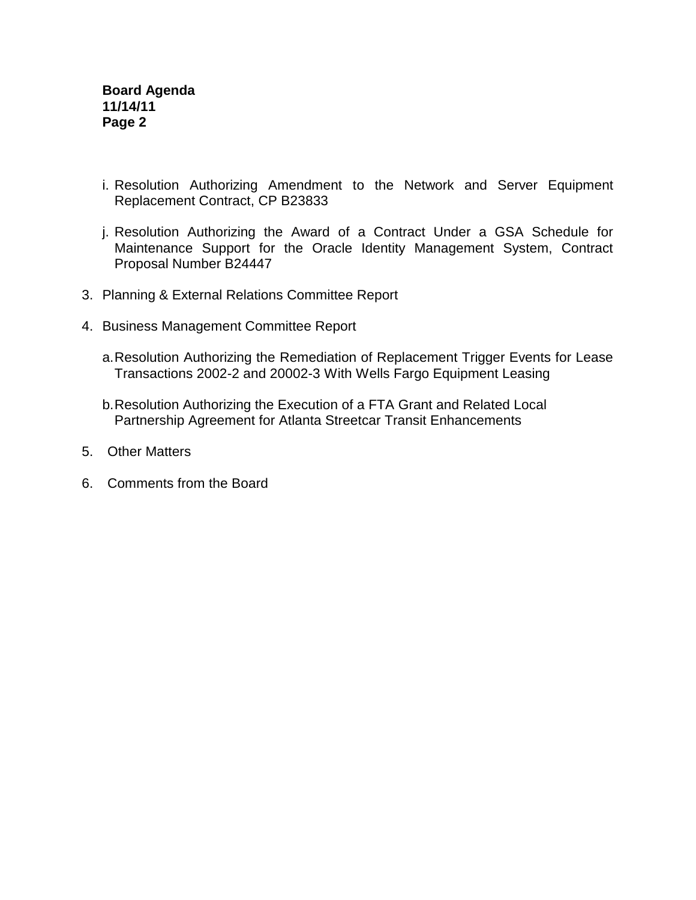i. Resolution Authorizing Amendment to the Network and Server Equipment Replacement Contract, CP B23833

j. Resolution Authorizing the Award of a Contract Under a GSA Schedule for Maintenance Support for the Oracle Identity Management System, Contract Proposal Number B24447

3. Planning & External Relations Committee Report

4. Business Management Committee Report

   a. Resolution Authorizing the Remediation of Replacement Trigger Events for Lease Transactions 2002-2 and 20002-3 With Wells Fargo Equipment Leasing

   b. Resolution Authorizing the Execution of a FTA Grant and Related Local Partnership Agreement for Atlanta Streetcar Transit Enhancements

5. Other Matters

6. Comments from the Board